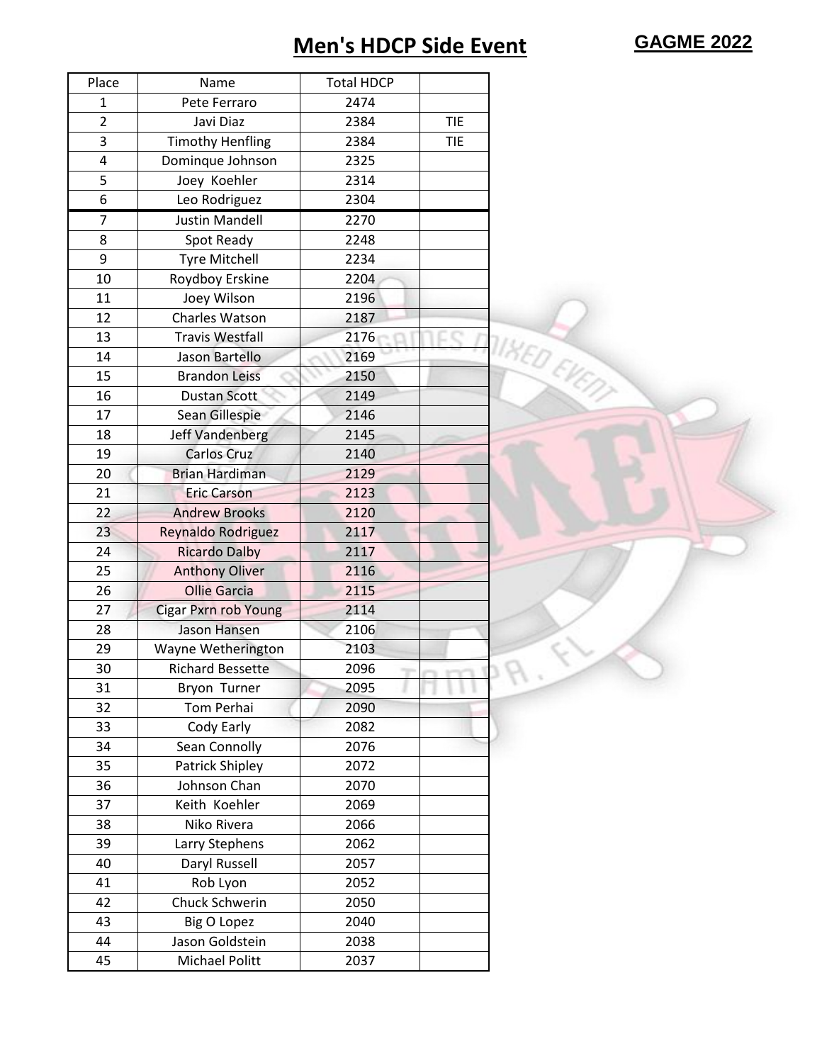# Men's HDCP Side Event

**GAGME 2022**

| Place | Name | Total HDCP | |
|---|---|---|---|
| 1 | Pete Ferraro | 2474 | |
| 2 | Javi Diaz | 2384 | TIE |
| 3 | Timothy Henfling | 2384 | TIE |
| 4 | Dominque Johnson | 2325 | |
| 5 | Joey Koehler | 2314 | |
| 6 | Leo Rodriguez | 2304 | |
| 7 | Justin Mandell | 2270 | |
| 8 | Spot Ready | 2248 | |
| 9 | Tyre Mitchell | 2234 | |
| 10 | Roydboy Erskine | 2204 | |
| 11 | Joey Wilson | 2196 | |
| 12 | Charles Watson | 2187 | |
| 13 | Travis Westfall | 2176 | |
| 14 | Jason Bartello | 2169 | |
| 15 | Brandon Leiss | 2150 | |
| 16 | Dustan Scott | 2149 | |
| 17 | Sean Gillespie | 2146 | |
| 18 | Jeff Vandenberg | 2145 | |
| 19 | Carlos Cruz | 2140 | |
| 20 | Brian Hardiman | 2129 | |
| 21 | Eric Carson | 2123 | |
| 22 | Andrew Brooks | 2120 | |
| 23 | Reynaldo Rodriguez | 2117 | |
| 24 | Ricardo Dalby | 2117 | |
| 25 | Anthony Oliver | 2116 | |
| 26 | Ollie Garcia | 2115 | |
| 27 | Cigar Pxrn rob Young | 2114 | |
| 28 | Jason Hansen | 2106 | |
| 29 | Wayne Wetherington | 2103 | |
| 30 | Richard Bessette | 2096 | |
| 31 | Bryon Turner | 2095 | |
| 32 | Tom Perhai | 2090 | |
| 33 | Cody Early | 2082 | |
| 34 | Sean Connolly | 2076 | |
| 35 | Patrick Shipley | 2072 | |
| 36 | Johnson Chan | 2070 | |
| 37 | Keith Koehler | 2069 | |
| 38 | Niko Rivera | 2066 | |
| 39 | Larry Stephens | 2062 | |
| 40 | Daryl Russell | 2057 | |
| 41 | Rob Lyon | 2052 | |
| 42 | Chuck Schwerin | 2050 | |
| 43 | Big O Lopez | 2040 | |
| 44 | Jason Goldstein | 2038 | |
| 45 | Michael Politt | 2037 | |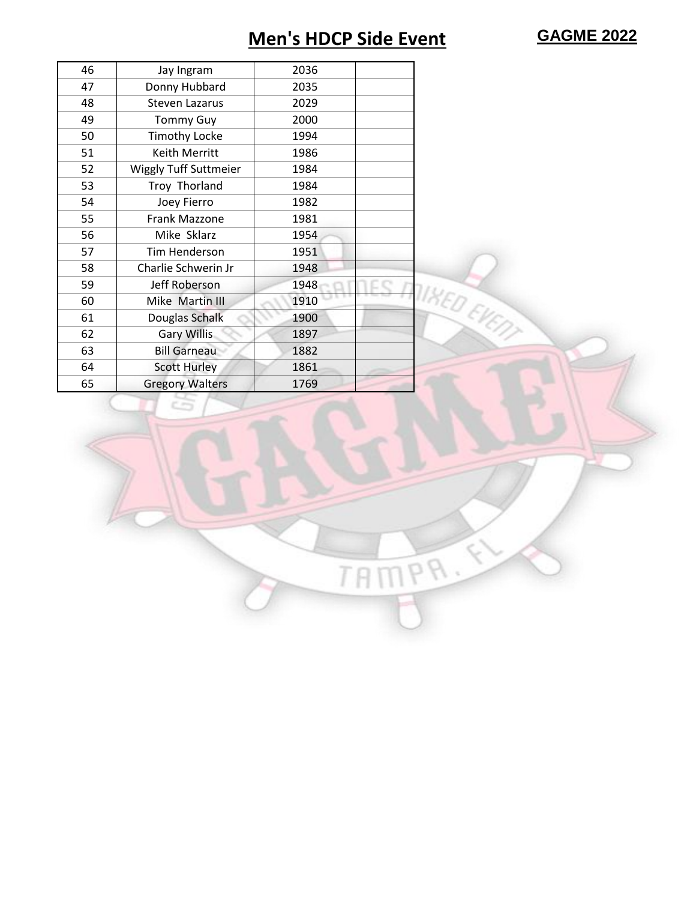# Men's HDCP Side Event

**GAGME 2022**

| | | | |
|---|---|---|---|
| 46 | Jay Ingram | 2036 | |
| 47 | Donny Hubbard | 2035 | |
| 48 | Steven Lazarus | 2029 | |
| 49 | Tommy Guy | 2000 | |
| 50 | Timothy Locke | 1994 | |
| 51 | Keith Merritt | 1986 | |
| 52 | Wiggly Tuff Suttmeier | 1984 | |
| 53 | Troy Thorland | 1984 | |
| 54 | Joey Fierro | 1982 | |
| 55 | Frank Mazzone | 1981 | |
| 56 | Mike Sklarz | 1954 | |
| 57 | Tim Henderson | 1951 | |
| 58 | Charlie Schwerin Jr | 1948 | |
| 59 | Jeff Roberson | 1948 | |
| 60 | Mike Martin III | 1910 | |
| 61 | Douglas Schalk | 1900 | |
| 62 | Gary Willis | 1897 | |
| 63 | Bill Garneau | 1882 | |
| 64 | Scott Hurley | 1861 | |
| 65 | Gregory Walters | 1769 | |